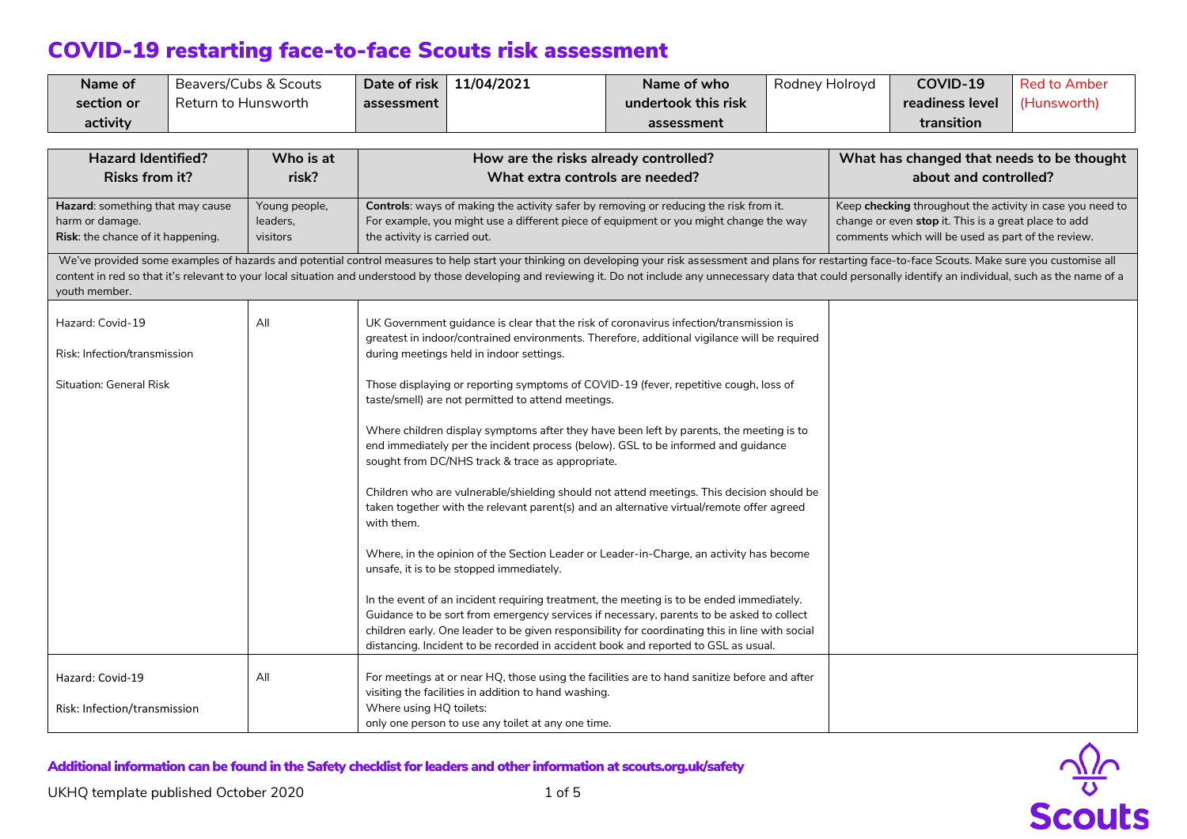# COVID-19 restarting face-to-face Scouts risk assessment

| Name of section or activity | Beavers/Cubs & Scouts Return to Hunsworth | Date of risk assessment | 11/04/2021 | Name of who undertook this risk assessment | Rodney Holroyd | COVID-19 readiness level transition | Red to Amber (Hunsworth) |
|---|---|---|---|---|---|---|---|

| Hazard Identified? Risks from it? | Who is at risk? | How are the risks already controlled? What extra controls are needed? | What has changed that needs to be thought about and controlled? |
|---|---|---|---|
| **Hazard**: something that may cause harm or damage.<br>**Risk**: the chance of it happening. | Young people, leaders, visitors | **Controls**: ways of making the activity safer by removing or reducing the risk from it. For example, you might use a different piece of equipment or you might change the way the activity is carried out. | Keep **checking** throughout the activity in case you need to change or even **stop** it. This is a great place to add comments which will be used as part of the review. |
| We've provided some examples of hazards and potential control measures to help start your thinking on developing your risk assessment and plans for restarting face-to-face Scouts. Make sure you customise all content in red so that it's relevant to your local situation and understood by those developing and reviewing it. Do not include any unnecessary data that could personally identify an individual, such as the name of a youth member. | | | |
| Hazard: Covid-19<br><br>Risk: Infection/transmission<br><br>Situation: General Risk | All | UK Government guidance is clear that the risk of coronavirus infection/transmission is greatest in indoor/contrained environments. Therefore, additional vigilance will be required during meetings held in indoor settings.<br><br>Those displaying or reporting symptoms of COVID-19 (fever, repetitive cough, loss of taste/smell) are not permitted to attend meetings.<br><br>Where children display symptoms after they have been left by parents, the meeting is to end immediately per the incident process (below). GSL to be informed and guidance sought from DC/NHS track & trace as appropriate.<br><br>Children who are vulnerable/shielding should not attend meetings. This decision should be taken together with the relevant parent(s) and an alternative virtual/remote offer agreed with them.<br><br>Where, in the opinion of the Section Leader or Leader-in-Charge, an activity has become unsafe, it is to be stopped immediately.<br><br>In the event of an incident requiring treatment, the meeting is to be ended immediately. Guidance to be sort from emergency services if necessary, parents to be asked to collect children early. One leader to be given responsibility for coordinating this in line with social distancing. Incident to be recorded in accident book and reported to GSL as usual. | |
| Hazard: Covid-19<br><br>Risk: Infection/transmission | All | For meetings at or near HQ, those using the facilities are to hand sanitize before and after visiting the facilities in addition to hand washing.<br>Where using HQ toilets:<br>only one person to use any toilet at any one time. | |

**Additional information can be found in the Safety checklist for leaders and other information at scouts.org.uk/safety**

UKHQ template published October 2020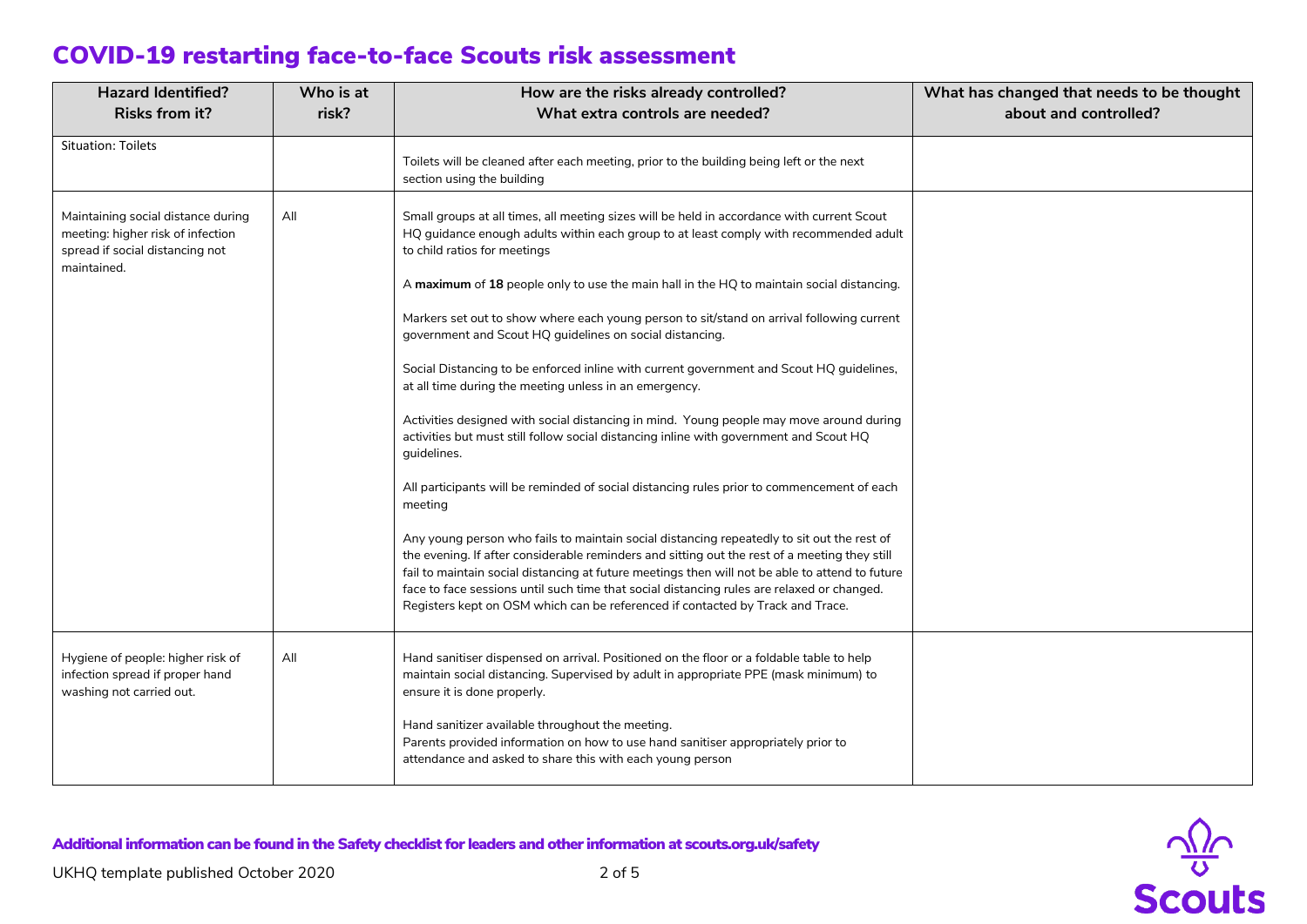# COVID-19 restarting face-to-face Scouts risk assessment

| Hazard Identified? Risks from it? | Who is at risk? | How are the risks already controlled? What extra controls are needed? | What has changed that needs to be thought about and controlled? |
|---|---|---|---|
| Situation: Toilets | | Toilets will be cleaned after each meeting, prior to the building being left or the next section using the building | |
| Maintaining social distance during meeting: higher risk of infection spread if social distancing not maintained. | All | Small groups at all times, all meeting sizes will be held in accordance with current Scout HQ guidance enough adults within each group to at least comply with recommended adult to child ratios for meetings<br><br>A **maximum** of **18** people only to use the main hall in the HQ to maintain social distancing.<br><br>Markers set out to show where each young person to sit/stand on arrival following current government and Scout HQ guidelines on social distancing.<br><br>Social Distancing to be enforced inline with current government and Scout HQ guidelines, at all time during the meeting unless in an emergency.<br><br>Activities designed with social distancing in mind. Young people may move around during activities but must still follow social distancing inline with government and Scout HQ guidelines.<br><br>All participants will be reminded of social distancing rules prior to commencement of each meeting<br><br>Any young person who fails to maintain social distancing repeatedly to sit out the rest of the evening. If after considerable reminders and sitting out the rest of a meeting they still fail to maintain social distancing at future meetings then will not be able to attend to future face to face sessions until such time that social distancing rules are relaxed or changed. Registers kept on OSM which can be referenced if contacted by Track and Trace. | |
| Hygiene of people: higher risk of infection spread if proper hand washing not carried out. | All | Hand sanitiser dispensed on arrival. Positioned on the floor or a foldable table to help maintain social distancing. Supervised by adult in appropriate PPE (mask minimum) to ensure it is done properly.<br><br>Hand sanitizer available throughout the meeting.<br>Parents provided information on how to use hand sanitiser appropriately prior to attendance and asked to share this with each young person | |

**Additional information can be found in the Safety checklist for leaders and other information at scouts.org.uk/safety**

UKHQ template published October 2020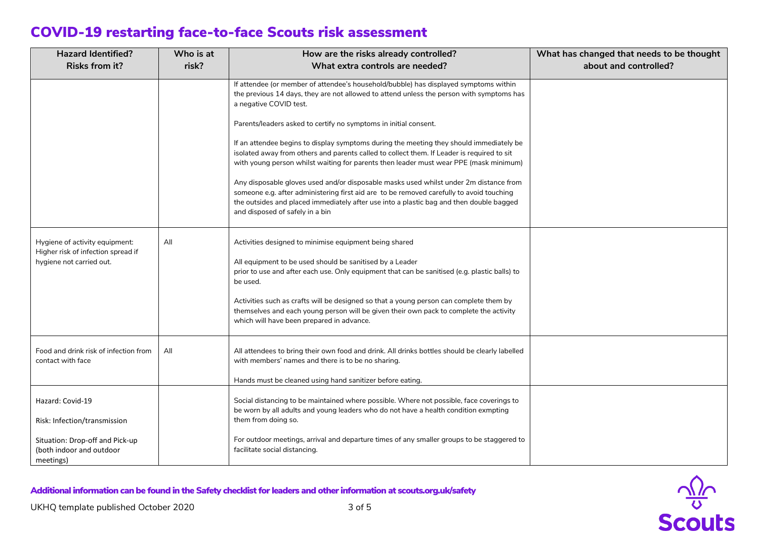# COVID-19 restarting face-to-face Scouts risk assessment

| Hazard Identified? Risks from it? | Who is at risk? | How are the risks already controlled? What extra controls are needed? | What has changed that needs to be thought about and controlled? |
|---|---|---|---|
| | | If attendee (or member of attendee's household/bubble) has displayed symptoms within the previous 14 days, they are not allowed to attend unless the person with symptoms has a negative COVID test.<br><br>Parents/leaders asked to certify no symptoms in initial consent.<br><br>If an attendee begins to display symptoms during the meeting they should immediately be isolated away from others and parents called to collect them. If Leader is required to sit with young person whilst waiting for parents then leader must wear PPE (mask minimum)<br><br>Any disposable gloves used and/or disposable masks used whilst under 2m distance from someone e.g. after administering first aid are to be removed carefully to avoid touching the outsides and placed immediately after use into a plastic bag and then double bagged and disposed of safely in a bin | |
| Hygiene of activity equipment: Higher risk of infection spread if hygiene not carried out. | All | Activities designed to minimise equipment being shared<br><br>All equipment to be used should be sanitised by a Leader prior to use and after each use. Only equipment that can be sanitised (e.g. plastic balls) to be used.<br><br>Activities such as crafts will be designed so that a young person can complete them by themselves and each young person will be given their own pack to complete the activity which will have been prepared in advance. | |
| Food and drink risk of infection from contact with face | All | All attendees to bring their own food and drink. All drinks bottles should be clearly labelled with members' names and there is to be no sharing.<br><br>Hands must be cleaned using hand sanitizer before eating. | |
| Hazard: Covid-19<br><br>Risk: Infection/transmission<br><br>Situation: Drop-off and Pick-up (both indoor and outdoor meetings) | | Social distancing to be maintained where possible. Where not possible, face coverings to be worn by all adults and young leaders who do not have a health condition exmpting them from doing so.<br><br>For outdoor meetings, arrival and departure times of any smaller groups to be staggered to facilitate social distancing. | |

**Additional information can be found in the Safety checklist for leaders and other information at scouts.org.uk/safety**

UKHQ template published October 2020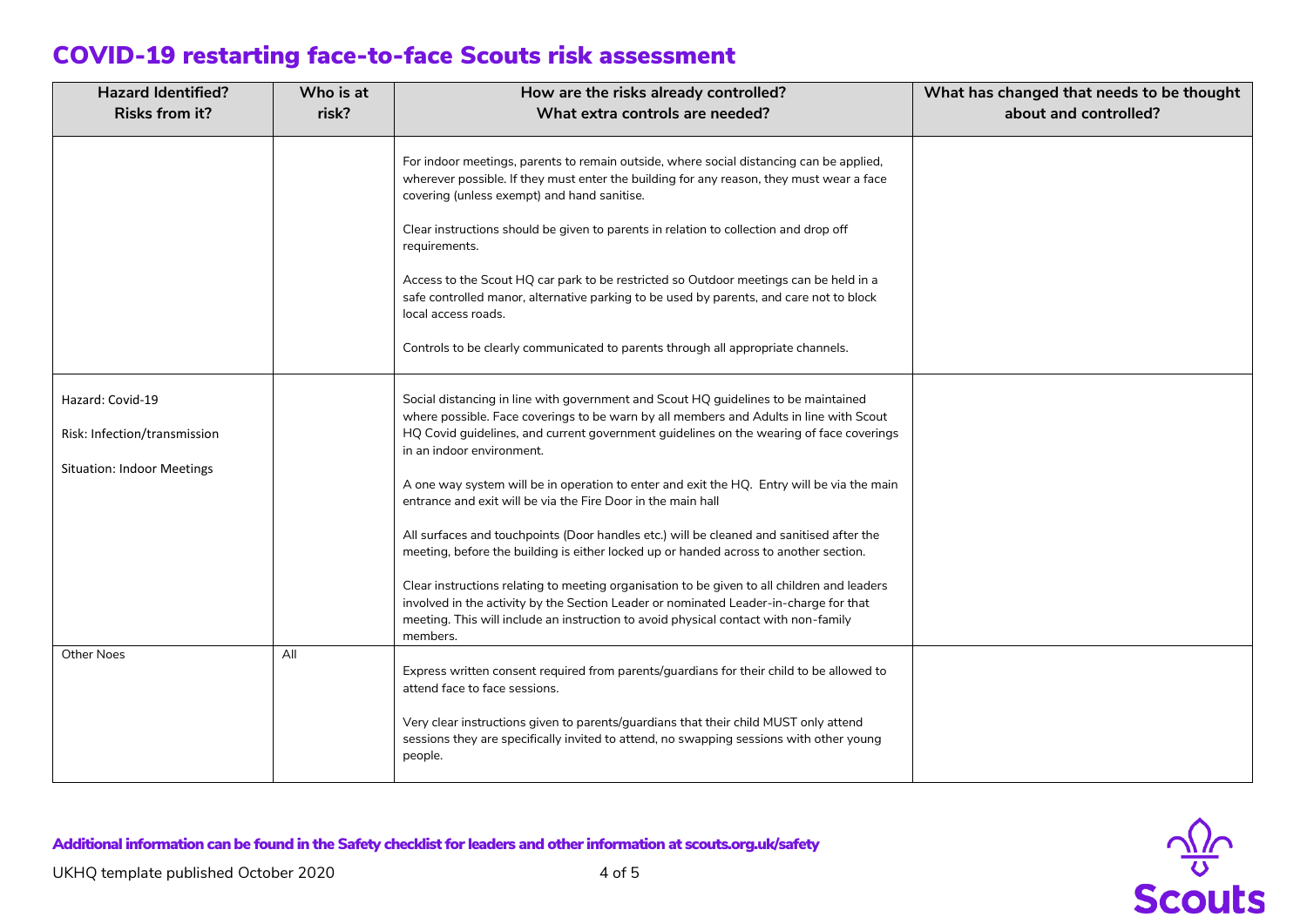# COVID-19 restarting face-to-face Scouts risk assessment

| Hazard Identified? Risks from it? | Who is at risk? | How are the risks already controlled? What extra controls are needed? | What has changed that needs to be thought about and controlled? |
|---|---|---|---|
| | | For indoor meetings, parents to remain outside, where social distancing can be applied, wherever possible. If they must enter the building for any reason, they must wear a face covering (unless exempt) and hand sanitise.<br><br>Clear instructions should be given to parents in relation to collection and drop off requirements.<br><br>Access to the Scout HQ car park to be restricted so Outdoor meetings can be held in a safe controlled manor, alternative parking to be used by parents, and care not to block local access roads.<br><br>Controls to be clearly communicated to parents through all appropriate channels. | |
| Hazard: Covid-19<br><br>Risk: Infection/transmission<br><br>Situation: Indoor Meetings | | Social distancing in line with government and Scout HQ guidelines to be maintained where possible. Face coverings to be warn by all members and Adults in line with Scout HQ Covid guidelines, and current government guidelines on the wearing of face coverings in an indoor environment.<br><br>A one way system will be in operation to enter and exit the HQ. Entry will be via the main entrance and exit will be via the Fire Door in the main hall<br><br>All surfaces and touchpoints (Door handles etc.) will be cleaned and sanitised after the meeting, before the building is either locked up or handed across to another section.<br><br>Clear instructions relating to meeting organisation to be given to all children and leaders involved in the activity by the Section Leader or nominated Leader-in-charge for that meeting. This will include an instruction to avoid physical contact with non-family members. | |
| Other Noes | All | Express written consent required from parents/guardians for their child to be allowed to attend face to face sessions.<br><br>Very clear instructions given to parents/guardians that their child MUST only attend sessions they are specifically invited to attend, no swapping sessions with other young people. | |

**Additional information can be found in the Safety checklist for leaders and other information at scouts.org.uk/safety**

UKHQ template published October 2020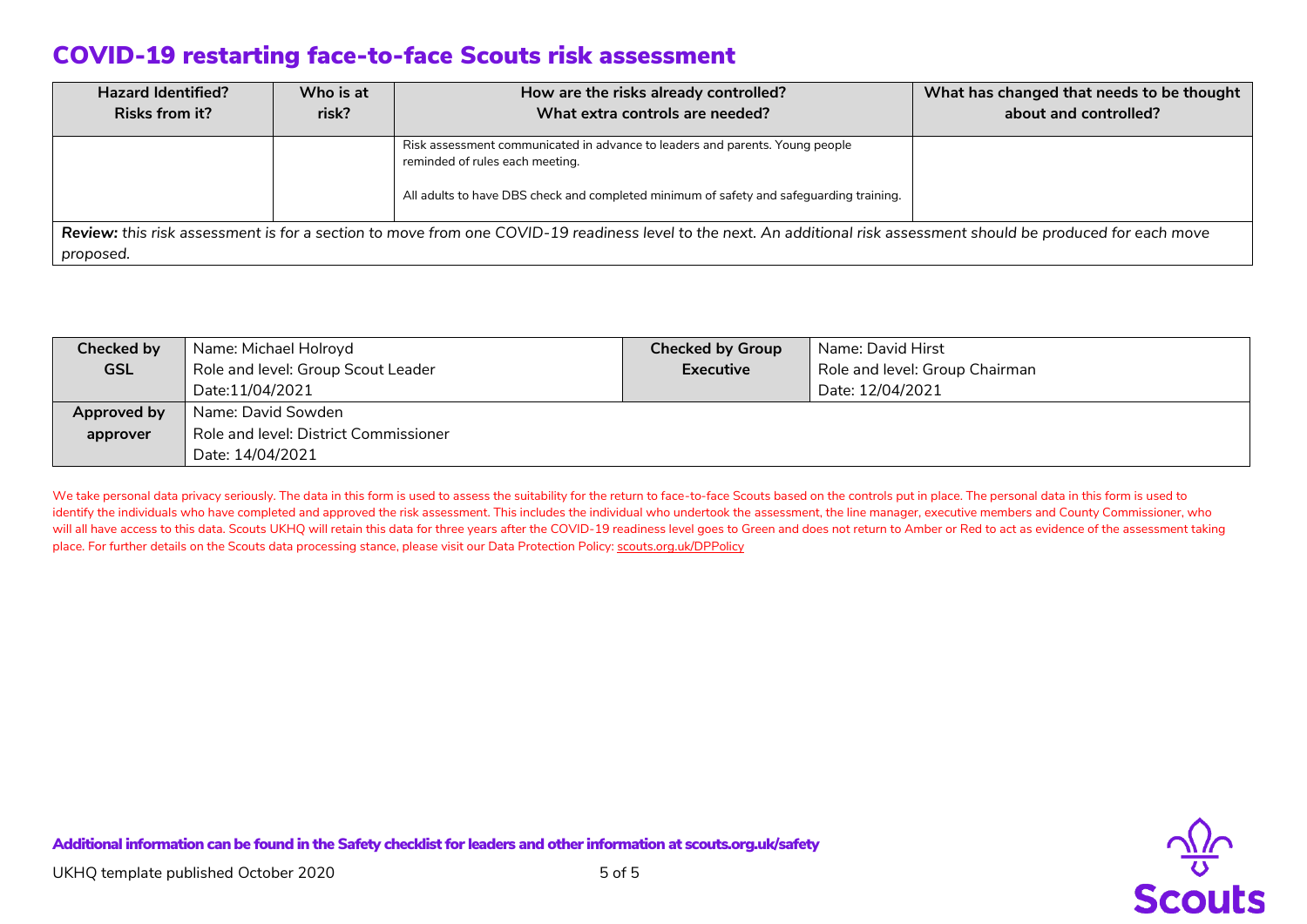# COVID-19 restarting face-to-face Scouts risk assessment

| Hazard Identified? Risks from it? | Who is at risk? | How are the risks already controlled? What extra controls are needed? | What has changed that needs to be thought about and controlled? |
|---|---|---|---|
| | | Risk assessment communicated in advance to leaders and parents. Young people reminded of rules each meeting.<br><br>All adults to have DBS check and completed minimum of safety and safeguarding training. | |

***Review:*** *this risk assessment is for a section to move from one COVID-19 readiness level to the next. An additional risk assessment should be produced for each move proposed.*

| | | | |
|---|---|---|---|
| **Checked by GSL** | Name: Michael Holroyd<br>Role and level: Group Scout Leader<br>Date:11/04/2021 | **Checked by Group Executive** | Name: David Hirst<br>Role and level: Group Chairman<br>Date: 12/04/2021 |
| **Approved by approver** | Name: David Sowden<br>Role and level: District Commissioner<br>Date: 14/04/2021 | | |

We take personal data privacy seriously. The data in this form is used to assess the suitability for the return to face-to-face Scouts based on the controls put in place. The personal data in this form is used to identify the individuals who have completed and approved the risk assessment. This includes the individual who undertook the assessment, the line manager, executive members and County Commissioner, who will all have access to this data. Scouts UKHQ will retain this data for three years after the COVID-19 readiness level goes to Green and does not return to Amber or Red to act as evidence of the assessment taking place. For further details on the Scouts data processing stance, please visit our Data Protection Policy: scouts.org.uk/DPPolicy

**Additional information can be found in the Safety checklist for leaders and other information at scouts.org.uk/safety**

UKHQ template published October 2020